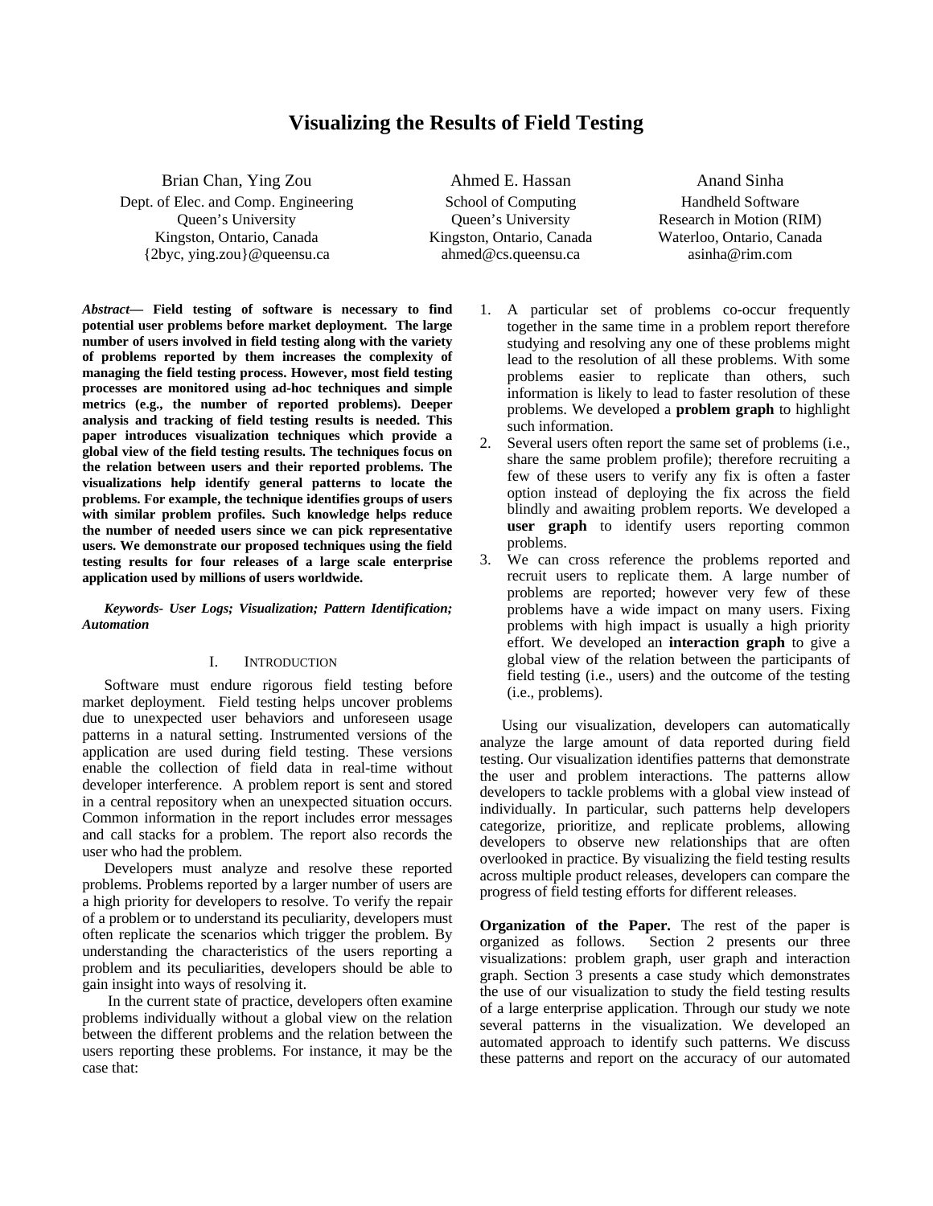# Visualizing the Results of Field Testing

Brian Chan, Ying Zou
Dept. of Elec. and Comp. Engineering
Queen's University
Kingston, Ontario, Canada
{2byc, ying.zou}@queensu.ca

Ahmed E. Hassan
School of Computing
Queen's University
Kingston, Ontario, Canada
ahmed@cs.queensu.ca

Anand Sinha
Handheld Software
Research in Motion (RIM)
Waterloo, Ontario, Canada
asinha@rim.com

***Abstract*— Field testing of software is necessary to find potential user problems before market deployment. The large number of users involved in field testing along with the variety of problems reported by them increases the complexity of managing the field testing process. However, most field testing processes are monitored using ad-hoc techniques and simple metrics (e.g., the number of reported problems). Deeper analysis and tracking of field testing results is needed. This paper introduces visualization techniques which provide a global view of the field testing results. The techniques focus on the relation between users and their reported problems. The visualizations help identify general patterns to locate the problems. For example, the technique identifies groups of users with similar problem profiles. Such knowledge helps reduce the number of needed users since we can pick representative users. We demonstrate our proposed techniques using the field testing results for four releases of a large scale enterprise application used by millions of users worldwide.**

***Keywords- User Logs; Visualization; Pattern Identification; Automation***

## I. Introduction

Software must endure rigorous field testing before market deployment. Field testing helps uncover problems due to unexpected user behaviors and unforeseen usage patterns in a natural setting. Instrumented versions of the application are used during field testing. These versions enable the collection of field data in real-time without developer interference. A problem report is sent and stored in a central repository when an unexpected situation occurs. Common information in the report includes error messages and call stacks for a problem. The report also records the user who had the problem.

Developers must analyze and resolve these reported problems. Problems reported by a larger number of users are a high priority for developers to resolve. To verify the repair of a problem or to understand its peculiarity, developers must often replicate the scenarios which trigger the problem. By understanding the characteristics of the users reporting a problem and its peculiarities, developers should be able to gain insight into ways of resolving it.

In the current state of practice, developers often examine problems individually without a global view on the relation between the different problems and the relation between the users reporting these problems. For instance, it may be the case that:

1. A particular set of problems co-occur frequently together in the same time in a problem report therefore studying and resolving any one of these problems might lead to the resolution of all these problems. With some problems easier to replicate than others, such information is likely to lead to faster resolution of these problems. We developed a **problem graph** to highlight such information.
2. Several users often report the same set of problems (i.e., share the same problem profile); therefore recruiting a few of these users to verify any fix is often a faster option instead of deploying the fix across the field blindly and awaiting problem reports. We developed a **user graph** to identify users reporting common problems.
3. We can cross reference the problems reported and recruit users to replicate them. A large number of problems are reported; however very few of these problems have a wide impact on many users. Fixing problems with high impact is usually a high priority effort. We developed an **interaction graph** to give a global view of the relation between the participants of field testing (i.e., users) and the outcome of the testing (i.e., problems).

Using our visualization, developers can automatically analyze the large amount of data reported during field testing. Our visualization identifies patterns that demonstrate the user and problem interactions. The patterns allow developers to tackle problems with a global view instead of individually. In particular, such patterns help developers categorize, prioritize, and replicate problems, allowing developers to observe new relationships that are often overlooked in practice. By visualizing the field testing results across multiple product releases, developers can compare the progress of field testing efforts for different releases.

**Organization of the Paper.** The rest of the paper is organized as follows. Section 2 presents our three visualizations: problem graph, user graph and interaction graph. Section 3 presents a case study which demonstrates the use of our visualization to study the field testing results of a large enterprise application. Through our study we note several patterns in the visualization. We developed an automated approach to identify such patterns. We discuss these patterns and report on the accuracy of our automated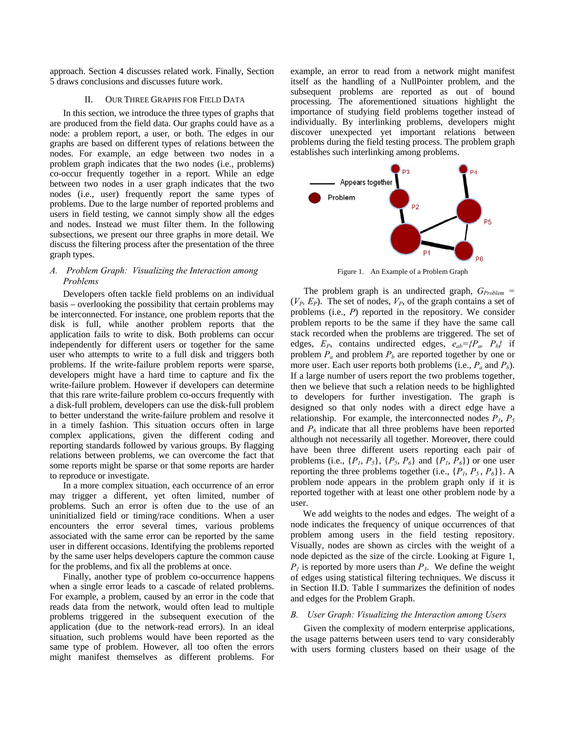approach. Section 4 discusses related work. Finally, Section 5 draws conclusions and discusses future work.

## II. Our Three Graphs for Field Data

In this section, we introduce the three types of graphs that are produced from the field data. Our graphs could have as a node: a problem report, a user, or both. The edges in our graphs are based on different types of relations between the nodes. For example, an edge between two nodes in a problem graph indicates that the two nodes (i.e., problems) co-occur frequently together in a report. While an edge between two nodes in a user graph indicates that the two nodes (i.e., user) frequently report the same types of problems. Due to the large number of reported problems and users in field testing, we cannot simply show all the edges and nodes. Instead we must filter them. In the following subsections, we present our three graphs in more detail. We discuss the filtering process after the presentation of the three graph types.

### A. *Problem Graph: Visualizing the Interaction among Problems*

Developers often tackle field problems on an individual basis – overlooking the possibility that certain problems may be interconnected. For instance, one problem reports that the disk is full, while another problem reports that the application fails to write to disk. Both problems can occur independently for different users or together for the same user who attempts to write to a full disk and triggers both problems. If the write-failure problem reports were sparse, developers might have a hard time to capture and fix the write-failure problem. However if developers can determine that this rare write-failure problem co-occurs frequently with a disk-full problem, developers can use the disk-full problem to better understand the write-failure problem and resolve it in a timely fashion. This situation occurs often in large complex applications, given the different coding and reporting standards followed by various groups. By flagging relations between problems, we can overcome the fact that some reports might be sparse or that some reports are harder to reproduce or investigate.

In a more complex situation, each occurrence of an error may trigger a different, yet often limited, number of problems. Such an error is often due to the use of an uninitialized field or timing/race conditions. When a user encounters the error several times, various problems associated with the same error can be reported by the same user in different occasions. Identifying the problems reported by the same user helps developers capture the common cause for the problems, and fix all the problems at once.

Finally, another type of problem co-occurrence happens when a single error leads to a cascade of related problems. For example, a problem, caused by an error in the code that reads data from the network, would often lead to multiple problems triggered in the subsequent execution of the application (due to the network-read errors). In an ideal situation, such problems would have been reported as the same type of problem. However, all too often the errors might manifest themselves as different problems. For example, an error to read from a network might manifest itself as the handling of a NullPointer problem, and the subsequent problems are reported as out of bound processing. The aforementioned situations highlight the importance of studying field problems together instead of individually. By interlinking problems, developers might discover unexpected yet important relations between problems during the field testing process. The problem graph establishes such interlinking among problems.

Figure 1. An Example of a Problem Graph

The problem graph is an undirected graph, $G_{Problem} = (V_P, E_P)$. The set of nodes, $V_P$, of the graph contains a set of problems (i.e., $P$) reported in the repository. We consider problem reports to be the same if they have the same call stack recorded when the problems are triggered. The set of edges, $E_P$, contains undirected edges, $e_{ab}=\{P_a, P_b\}$ if problem $P_a$ and problem $P_b$ are reported together by one or more user. Each user reports both problems (i.e., $P_a$ and $P_b$). If a large number of users report the two problems together, then we believe that such a relation needs to be highlighted to developers for further investigation. The graph is designed so that only nodes with a direct edge have a relationship. For example, the interconnected nodes $P_1$, $P_5$ and $P_6$ indicate that all three problems have been reported although not necessarily all together. Moreover, there could have been three different users reporting each pair of problems (i.e., $\{P_1, P_5\}$, $\{P_5, P_6\}$ and $\{P_1, P_6\}$) or one user reporting the three problems together (i.e., $\{P_1, P_5, P_6\}$). A problem node appears in the problem graph only if it is reported together with at least one other problem node by a user.

We add weights to the nodes and edges. The weight of a node indicates the frequency of unique occurrences of that problem among users in the field testing repository. Visually, nodes are shown as circles with the weight of a node depicted as the size of the circle. Looking at Figure 1, $P_1$ is reported by more users than $P_3$. We define the weight of edges using statistical filtering techniques. We discuss it in Section II.D. Table I summarizes the definition of nodes and edges for the Problem Graph.

### B. *User Graph: Visualizing the Interaction among Users*

Given the complexity of modern enterprise applications, the usage patterns between users tend to vary considerably with users forming clusters based on their usage of the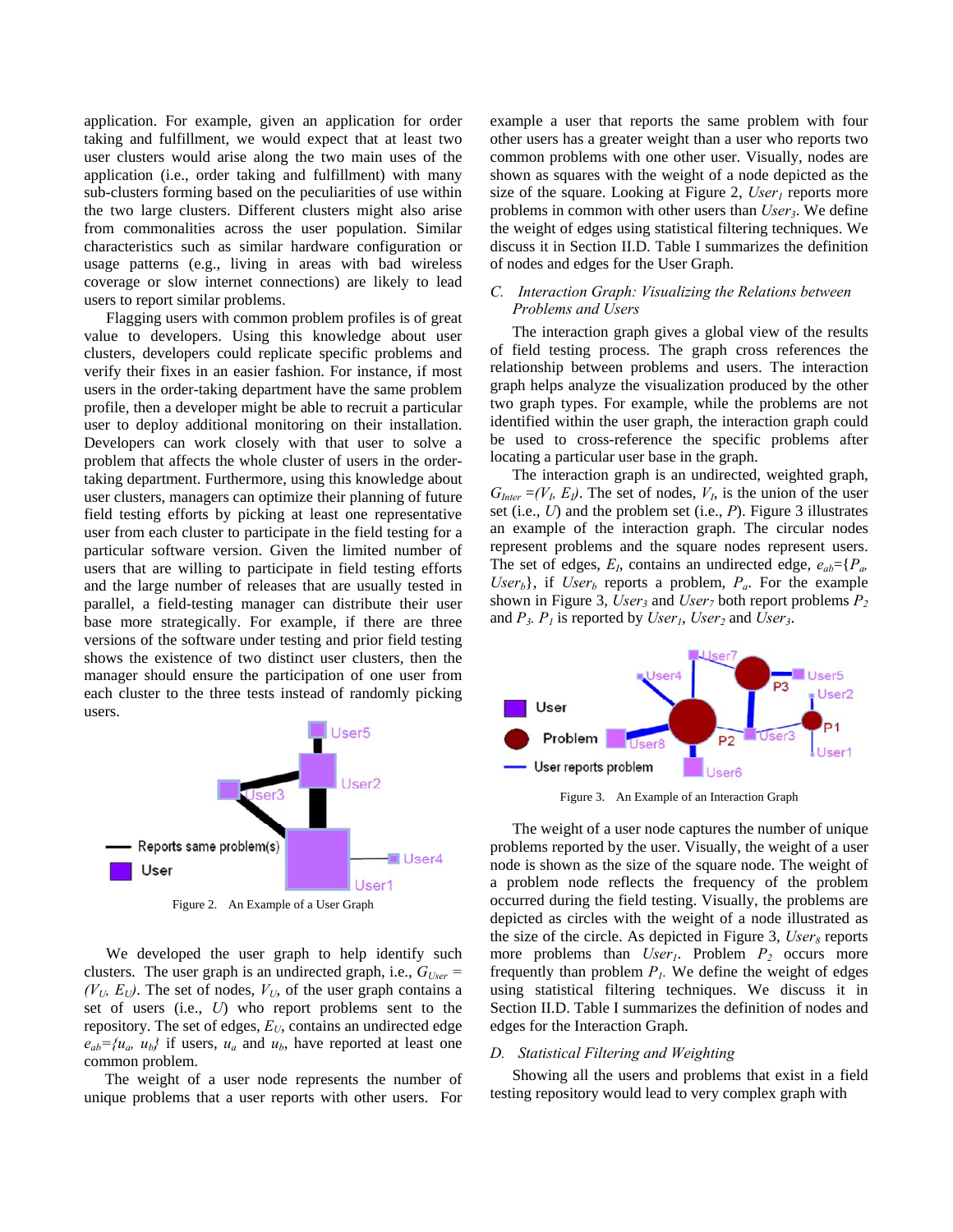application. For example, given an application for order taking and fulfillment, we would expect that at least two user clusters would arise along the two main uses of the application (i.e., order taking and fulfillment) with many sub-clusters forming based on the peculiarities of use within the two large clusters. Different clusters might also arise from commonalities across the user population. Similar characteristics such as similar hardware configuration or usage patterns (e.g., living in areas with bad wireless coverage or slow internet connections) are likely to lead users to report similar problems.

Flagging users with common problem profiles is of great value to developers. Using this knowledge about user clusters, developers could replicate specific problems and verify their fixes in an easier fashion. For instance, if most users in the order-taking department have the same problem profile, then a developer might be able to recruit a particular user to deploy additional monitoring on their installation. Developers can work closely with that user to solve a problem that affects the whole cluster of users in the order-taking department. Furthermore, using this knowledge about user clusters, managers can optimize their planning of future field testing efforts by picking at least one representative user from each cluster to participate in the field testing for a particular software version. Given the limited number of users that are willing to participate in field testing efforts and the large number of releases that are usually tested in parallel, a field-testing manager can distribute their user base more strategically. For example, if there are three versions of the software under testing and prior field testing shows the existence of two distinct user clusters, then the manager should ensure the participation of one user from each cluster to the three tests instead of randomly picking users.

Figure 2. An Example of a User Graph

We developed the user graph to help identify such clusters. The user graph is an undirected graph, i.e., $G_{User} = (V_U, E_U)$. The set of nodes, $V_U$, of the user graph contains a set of users (i.e., $U$) who report problems sent to the repository. The set of edges, $E_U$, contains an undirected edge $e_{ab}=\{u_a, u_b\}$ if users, $u_a$ and $u_b$, have reported at least one common problem.

The weight of a user node represents the number of unique problems that a user reports with other users. For example a user that reports the same problem with four other users has a greater weight than a user who reports two common problems with one other user. Visually, nodes are shown as squares with the weight of a node depicted as the size of the square. Looking at Figure 2, $User_1$ reports more problems in common with other users than $User_3$. We define the weight of edges using statistical filtering techniques. We discuss it in Section II.D. Table I summarizes the definition of nodes and edges for the User Graph.

### *C. Interaction Graph: Visualizing the Relations between Problems and Users*

The interaction graph gives a global view of the results of field testing process. The graph cross references the relationship between problems and users. The interaction graph helps analyze the visualization produced by the other two graph types. For example, while the problems are not identified within the user graph, the interaction graph could be used to cross-reference the specific problems after locating a particular user base in the graph.

The interaction graph is an undirected, weighted graph, $G_{Inter} =(V_I, E_I)$. The set of nodes, $V_I$, is the union of the user set (i.e., $U$) and the problem set (i.e., $P$). Figure 3 illustrates an example of the interaction graph. The circular nodes represent problems and the square nodes represent users. The set of edges, $E_I$, contains an undirected edge, $e_{ab}=\{P_a, User_b\}$, if $User_b$ reports a problem, $P_a$. For the example shown in Figure 3, $User_3$ and $User_7$ both report problems $P_2$ and $P_3$. $P_1$ is reported by $User_1$, $User_2$ and $User_3$.

Figure 3. An Example of an Interaction Graph

The weight of a user node captures the number of unique problems reported by the user. Visually, the weight of a user node is shown as the size of the square node. The weight of a problem node reflects the frequency of the problem occurred during the field testing. Visually, the problems are depicted as circles with the weight of a node illustrated as the size of the circle. As depicted in Figure 3, $User_8$ reports more problems than $User_1$. Problem $P_2$ occurs more frequently than problem $P_1$. We define the weight of edges using statistical filtering techniques. We discuss it in Section II.D. Table I summarizes the definition of nodes and edges for the Interaction Graph.

### *D. Statistical Filtering and Weighting*

Showing all the users and problems that exist in a field testing repository would lead to very complex graph with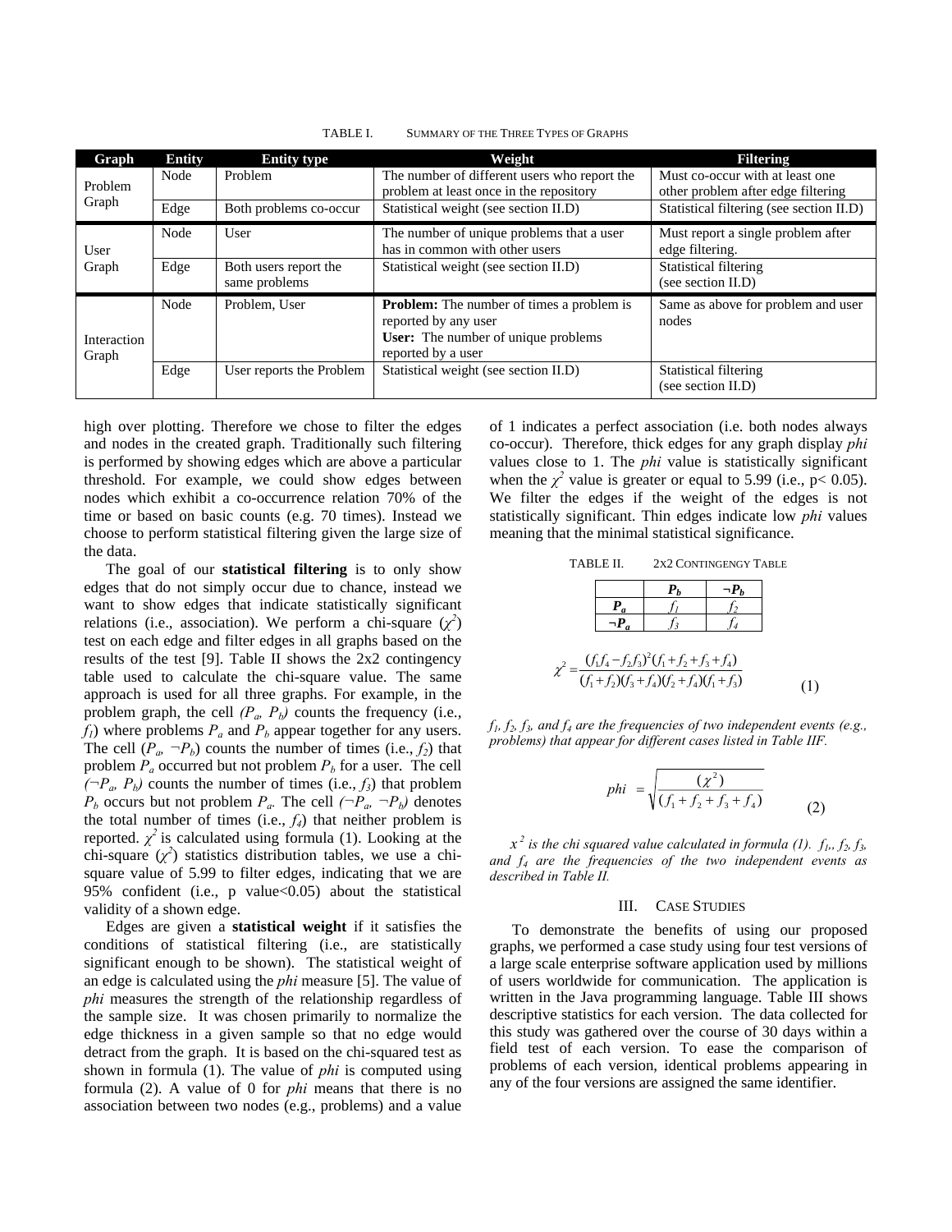TABLE I. SUMMARY OF THE THREE TYPES OF GRAPHS

| Graph | Entity | Entity type | Weight | Filtering |
|---|---|---|---|---|
| Problem Graph | Node | Problem | The number of different users who report the problem at least once in the repository | Must co-occur with at least one other problem after edge filtering |
| | Edge | Both problems co-occur | Statistical weight (see section II.D) | Statistical filtering (see section II.D) |
| User Graph | Node | User | The number of unique problems that a user has in common with other users | Must report a single problem after edge filtering. |
| | Edge | Both users report the same problems | Statistical weight (see section II.D) | Statistical filtering (see section II.D) |
| Interaction Graph | Node | Problem, User | **Problem:** The number of times a problem is reported by any user **User:** The number of unique problems reported by a user | Same as above for problem and user nodes |
| | Edge | User reports the Problem | Statistical weight (see section II.D) | Statistical filtering (see section II.D) |

high over plotting. Therefore we chose to filter the edges and nodes in the created graph. Traditionally such filtering is performed by showing edges which are above a particular threshold. For example, we could show edges between nodes which exhibit a co-occurrence relation 70% of the time or based on basic counts (e.g. 70 times). Instead we choose to perform statistical filtering given the large size of the data.

The goal of our **statistical filtering** is to only show edges that do not simply occur due to chance, instead we want to show edges that indicate statistically significant relations (i.e., association). We perform a chi-square ($\chi^2$) test on each edge and filter edges in all graphs based on the results of the test [9]. Table II shows the 2x2 contingency table used to calculate the chi-square value. The same approach is used for all three graphs. For example, in the problem graph, the cell $(P_a, P_b)$ counts the frequency (i.e., $f_1$) where problems $P_a$ and $P_b$ appear together for any users. The cell ($P_a$, $\neg P_b$) counts the number of times (i.e., $f_2$) that problem $P_a$ occurred but not problem $P_b$ for a user. The cell $(\neg P_a, P_b)$ counts the number of times (i.e., $f_3$) that problem $P_b$ occurs but not problem $P_a$. The cell $(\neg P_a, \neg P_b)$ denotes the total number of times (i.e., $f_4$) that neither problem is reported. $\chi^2$ is calculated using formula (1). Looking at the chi-square ($\chi^2$) statistics distribution tables, we use a chi-square value of 5.99 to filter edges, indicating that we are 95% confident (i.e., p value<0.05) about the statistical validity of a shown edge.

Edges are given a **statistical weight** if it satisfies the conditions of statistical filtering (i.e., are statistically significant enough to be shown). The statistical weight of an edge is calculated using the *phi* measure [5]. The value of *phi* measures the strength of the relationship regardless of the sample size. It was chosen primarily to normalize the edge thickness in a given sample so that no edge would detract from the graph. It is based on the chi-squared test as shown in formula (1). The value of *phi* is computed using formula (2). A value of 0 for *phi* means that there is no association between two nodes (e.g., problems) and a value of 1 indicates a perfect association (i.e. both nodes always co-occur). Therefore, thick edges for any graph display *phi* values close to 1. The *phi* value is statistically significant when the $\chi^2$ value is greater or equal to 5.99 (i.e., p< 0.05). We filter the edges if the weight of the edges is not statistically significant. Thin edges indicate low *phi* values meaning that the minimal statistical significance.

TABLE II. 2X2 CONTINGENGY TABLE

| | $P_b$ | $\neg P_b$ |
|---|---|---|
| $P_a$ | $f_1$ | $f_2$ |
| $\neg P_a$ | $f_3$ | $f_4$ |

$$\chi^2 = \frac{(f_1 f_4 - f_2 f_3)^2 (f_1 + f_2 + f_3 + f_4)}{(f_1 + f_2)(f_3 + f_4)(f_2 + f_4)(f_1 + f_3)} \tag{1}$$

*$f_1$, $f_2$, $f_3$, and $f_4$ are the frequencies of two independent events (e.g., problems) that appear for different cases listed in Table IIF.*

$$phi = \sqrt{\frac{(\chi^2)}{(f_1 + f_2 + f_3 + f_4)}} \tag{2}$$

*$x^2$ is the chi squared value calculated in formula (1). $f_1$, $f_2$, $f_3$, and $f_4$ are the frequencies of the two independent events as described in Table II.*

## III. CASE STUDIES

To demonstrate the benefits of using our proposed graphs, we performed a case study using four test versions of a large scale enterprise software application used by millions of users worldwide for communication. The application is written in the Java programming language. Table III shows descriptive statistics for each version. The data collected for this study was gathered over the course of 30 days within a field test of each version. To ease the comparison of problems of each version, identical problems appearing in any of the four versions are assigned the same identifier.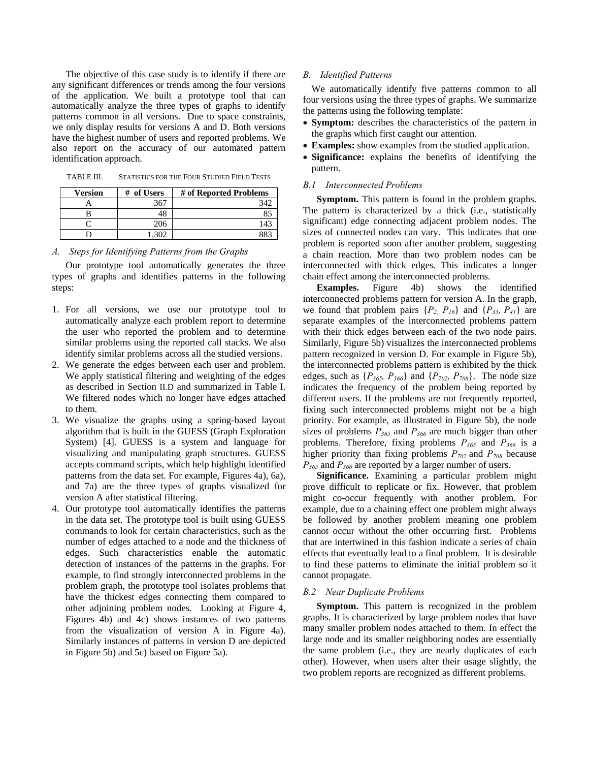The objective of this case study is to identify if there are any significant differences or trends among the four versions of the application. We built a prototype tool that can automatically analyze the three types of graphs to identify patterns common in all versions. Due to space constraints, we only display results for versions A and D. Both versions have the highest number of users and reported problems. We also report on the accuracy of our automated pattern identification approach.

TABLE III. STATISTICS FOR THE FOUR STUDIED FIELD TESTS

| Version | # of Users | # of Reported Problems |
|---|---|---|
| A | 367 | 342 |
| B | 48 | 85 |
| C | 206 | 143 |
| D | 1,302 | 883 |

### *A. Steps for Identifying Patterns from the Graphs*

Our prototype tool automatically generates the three types of graphs and identifies patterns in the following steps:

1. For all versions, we use our prototype tool to automatically analyze each problem report to determine the user who reported the problem and to determine similar problems using the reported call stacks. We also identify similar problems across all the studied versions.
2. We generate the edges between each user and problem. We apply statistical filtering and weighting of the edges as described in Section II.D and summarized in Table I. We filtered nodes which no longer have edges attached to them.
3. We visualize the graphs using a spring-based layout algorithm that is built in the GUESS (Graph Exploration System) [4]. GUESS is a system and language for visualizing and manipulating graph structures. GUESS accepts command scripts, which help highlight identified patterns from the data set. For example, Figures 4a), 6a), and 7a) are the three types of graphs visualized for version A after statistical filtering.
4. Our prototype tool automatically identifies the patterns in the data set. The prototype tool is built using GUESS commands to look for certain characteristics, such as the number of edges attached to a node and the thickness of edges. Such characteristics enable the automatic detection of instances of the patterns in the graphs. For example, to find strongly interconnected problems in the problem graph, the prototype tool isolates problems that have the thickest edges connecting them compared to other adjoining problem nodes. Looking at Figure 4, Figures 4b) and 4c) shows instances of two patterns from the visualization of version A in Figure 4a). Similarly instances of patterns in version D are depicted in Figure 5b) and 5c) based on Figure 5a).

### *B. Identified Patterns*

We automatically identify five patterns common to all four versions using the three types of graphs. We summarize the patterns using the following template:

- **Symptom:** describes the characteristics of the pattern in the graphs which first caught our attention.
- **Examples:** show examples from the studied application.
- **Significance:** explains the benefits of identifying the pattern.

#### *B.1 Interconnected Problems*

**Symptom.** This pattern is found in the problem graphs. The pattern is characterized by a thick (i.e., statistically significant) edge connecting adjacent problem nodes. The sizes of connected nodes can vary. This indicates that one problem is reported soon after another problem, suggesting a chain reaction. More than two problem nodes can be interconnected with thick edges. This indicates a longer chain effect among the interconnected problems.

**Examples.** Figure 4b) shows the identified interconnected problems pattern for version A. In the graph, we found that problem pairs $\{P_2, P_{16}\}$ and $\{P_{35}, P_{41}\}$ are separate examples of the interconnected problems pattern with their thick edges between each of the two node pairs. Similarly, Figure 5b) visualizes the interconnected problems pattern recognized in version D. For example in Figure 5b), the interconnected problems pattern is exhibited by the thick edges, such as $\{P_{365}, P_{366}\}$ and $\{P_{702}, P_{708}\}$. The node size indicates the frequency of the problem being reported by different users. If the problems are not frequently reported, fixing such interconnected problems might not be a high priority. For example, as illustrated in Figure 5b), the node sizes of problems $P_{365}$ and $P_{366}$ are much bigger than other problems. Therefore, fixing problems $P_{365}$ and $P_{366}$ is a higher priority than fixing problems $P_{702}$ and $P_{708}$ because $P_{365}$ and $P_{366}$ are reported by a larger number of users.

**Significance.** Examining a particular problem might prove difficult to replicate or fix. However, that problem might co-occur frequently with another problem. For example, due to a chaining effect one problem might always be followed by another problem meaning one problem cannot occur without the other occurring first. Problems that are intertwined in this fashion indicate a series of chain effects that eventually lead to a final problem. It is desirable to find these patterns to eliminate the initial problem so it cannot propagate.

#### *B.2 Near Duplicate Problems*

**Symptom.** This pattern is recognized in the problem graphs. It is characterized by large problem nodes that have many smaller problem nodes attached to them. In effect the large node and its smaller neighboring nodes are essentially the same problem (i.e., they are nearly duplicates of each other). However, when users alter their usage slightly, the two problem reports are recognized as different problems.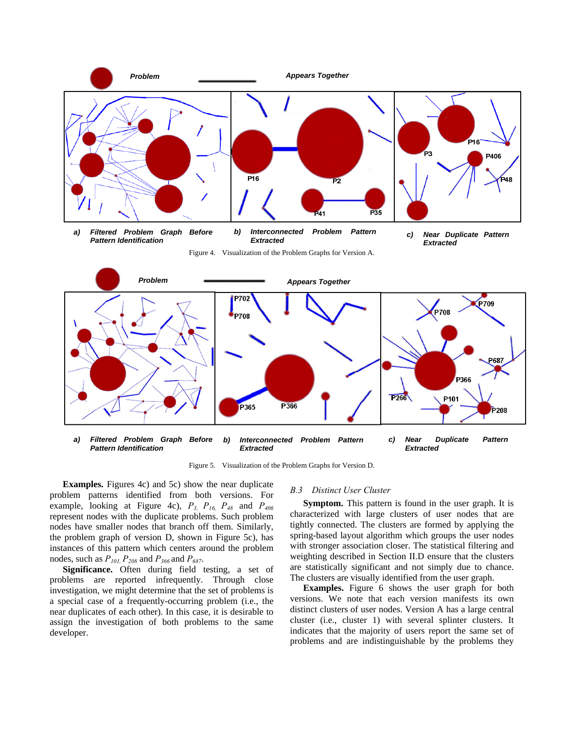Figure 4. Visualization of the Problem Graphs for Version A.

Figure 5. Visualization of the Problem Graphs for Version D.

**Examples.** Figures 4c) and 5c) show the near duplicate problem patterns identified from both versions. For example, looking at Figure 4c), $P_3$, $P_{16}$, $P_{48}$ and $P_{406}$ represent nodes with the duplicate problems. Such problem nodes have smaller nodes that branch off them. Similarly, the problem graph of version D, shown in Figure 5c), has instances of this pattern which centers around the problem nodes, such as $P_{101}$, $P_{208}$ and $P_{366}$ and $P_{687}$.

**Significance.** Often during field testing, a set of problems are reported infrequently. Through close investigation, we might determine that the set of problems is a special case of a frequently-occurring problem (i.e., the near duplicates of each other). In this case, it is desirable to assign the investigation of both problems to the same developer.

*B.3 Distinct User Cluster*

**Symptom.** This pattern is found in the user graph. It is characterized with large clusters of user nodes that are tightly connected. The clusters are formed by applying the spring-based layout algorithm which groups the user nodes with stronger association closer. The statistical filtering and weighting described in Section II.D ensure that the clusters are statistically significant and not simply due to chance. The clusters are visually identified from the user graph.

**Examples.** Figure 6 shows the user graph for both versions. We note that each version manifests its own distinct clusters of user nodes. Version A has a large central cluster (i.e., cluster 1) with several splinter clusters. It indicates that the majority of users report the same set of problems and are indistinguishable by the problems they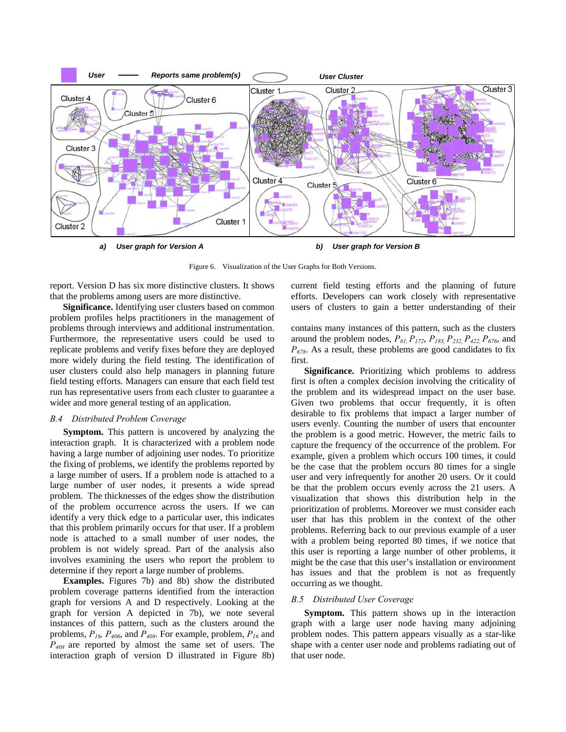Figure 6. Visualization of the User Graphs for Both Versions.

report. Version D has six more distinctive clusters. It shows that the problems among users are more distinctive.

**Significance.** Identifying user clusters based on common problem profiles helps practitioners in the management of problems through interviews and additional instrumentation. Furthermore, the representative users could be used to replicate problems and verify fixes before they are deployed more widely during the field testing. The identification of user clusters could also help managers in planning future field testing efforts. Managers can ensure that each field test run has representative users from each cluster to guarantee a wider and more general testing of an application.

### *B.4 Distributed Problem Coverage*

**Symptom.** This pattern is uncovered by analyzing the interaction graph. It is characterized with a problem node having a large number of adjoining user nodes. To prioritize the fixing of problems, we identify the problems reported by a large number of users. If a problem node is attached to a large number of user nodes, it presents a wide spread problem. The thicknesses of the edges show the distribution of the problem occurrence across the users. If we can identify a very thick edge to a particular user, this indicates that this problem primarily occurs for that user. If a problem node is attached to a small number of user nodes, the problem is not widely spread. Part of the analysis also involves examining the users who report the problem to determine if they report a large number of problems.

**Examples.** Figures 7b) and 8b) show the distributed problem coverage patterns identified from the interaction graph for versions A and D respectively. Looking at the graph for version A depicted in 7b), we note several instances of this pattern, such as the clusters around the problems, $P_{16}$, $P_{406}$, and $P_{408}$. For example, problem, $P_{16}$ and $P_{408}$ are reported by almost the same set of users. The interaction graph of version D illustrated in Figure 8b) contains many instances of this pattern, such as the clusters around the problem nodes, $P_{81}$, $P_{172}$, $P_{183}$, $P_{232}$, $P_{422}$, $P_{676}$, and $P_{678}$. As a result, these problems are good candidates to fix first.

**Significance.** Prioritizing which problems to address first is often a complex decision involving the criticality of the problem and its widespread impact on the user base. Given two problems that occur frequently, it is often desirable to fix problems that impact a larger number of users evenly. Counting the number of users that encounter the problem is a good metric. However, the metric fails to capture the frequency of the occurrence of the problem. For example, given a problem which occurs 100 times, it could be the case that the problem occurs 80 times for a single user and very infrequently for another 20 users. Or it could be that the problem occurs evenly across the 21 users. A visualization that shows this distribution help in the prioritization of problems. Moreover we must consider each user that has this problem in the context of the other problems. Referring back to our previous example of a user with a problem being reported 80 times, if we notice that this user is reporting a large number of other problems, it might be the case that this user's installation or environment has issues and that the problem is not as frequently occurring as we thought.

### *B.5 Distributed User Coverage*

**Symptom.** This pattern shows up in the interaction graph with a large user node having many adjoining problem nodes. This pattern appears visually as a star-like shape with a center user node and problems radiating out of that user node.

current field testing efforts and the planning of future efforts. Developers can work closely with representative users of clusters to gain a better understanding of their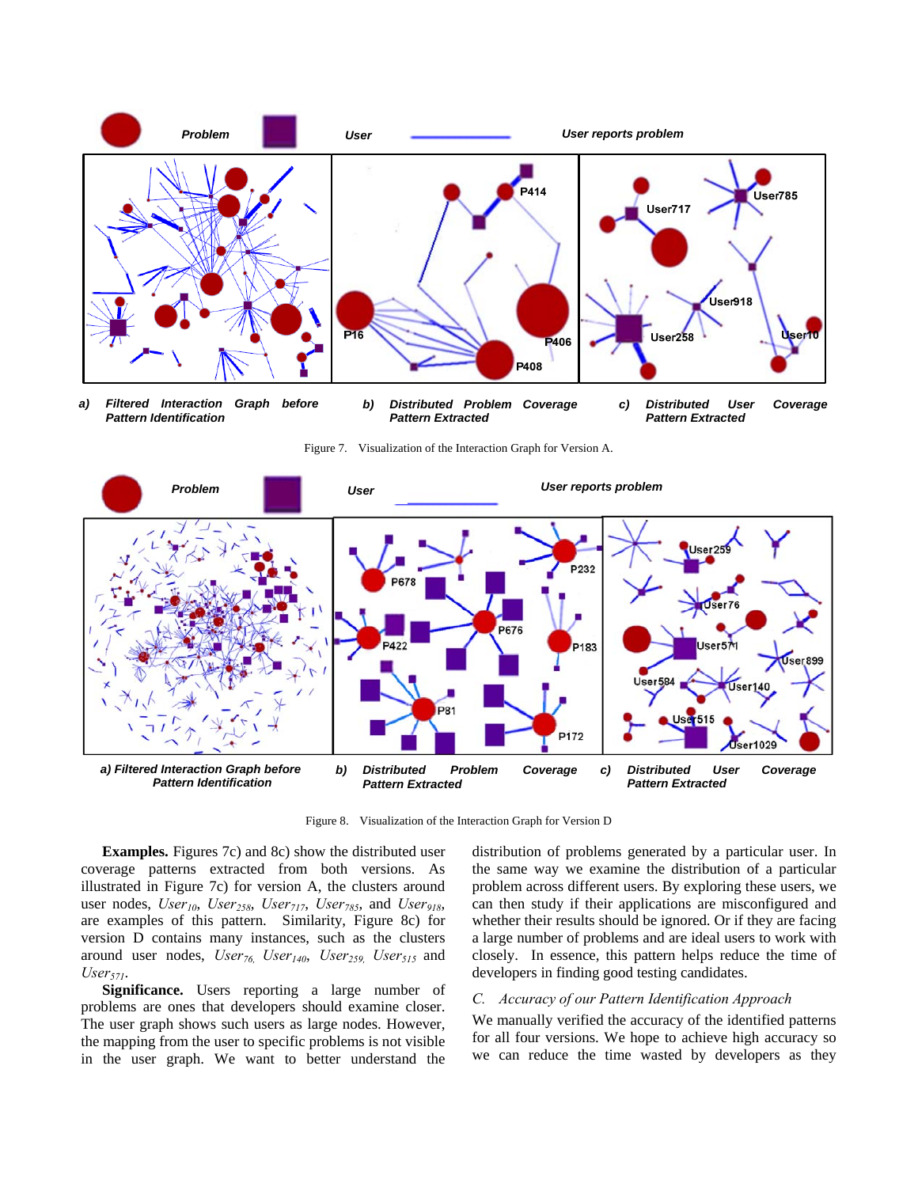Figure 7. Visualization of the Interaction Graph for Version A.

Figure 8. Visualization of the Interaction Graph for Version D

**Examples.** Figures 7c) and 8c) show the distributed user coverage patterns extracted from both versions. As illustrated in Figure 7c) for version A, the clusters around user nodes, $User_{10}$, $User_{258}$, $User_{717}$, $User_{785}$, and $User_{918}$, are examples of this pattern. Similarity, Figure 8c) for version D contains many instances, such as the clusters around user nodes, $User_{76}$, $User_{140}$, $User_{259}$, $User_{515}$ and $User_{571}$.

**Significance.** Users reporting a large number of problems are ones that developers should examine closer. The user graph shows such users as large nodes. However, the mapping from the user to specific problems is not visible in the user graph. We want to better understand the distribution of problems generated by a particular user. In the same way we examine the distribution of a particular problem across different users. By exploring these users, we can then study if their applications are misconfigured and whether their results should be ignored. Or if they are facing a large number of problems and are ideal users to work with closely. In essence, this pattern helps reduce the time of developers in finding good testing candidates.

### *C. Accuracy of our Pattern Identification Approach*

We manually verified the accuracy of the identified patterns for all four versions. We hope to achieve high accuracy so we can reduce the time wasted by developers as they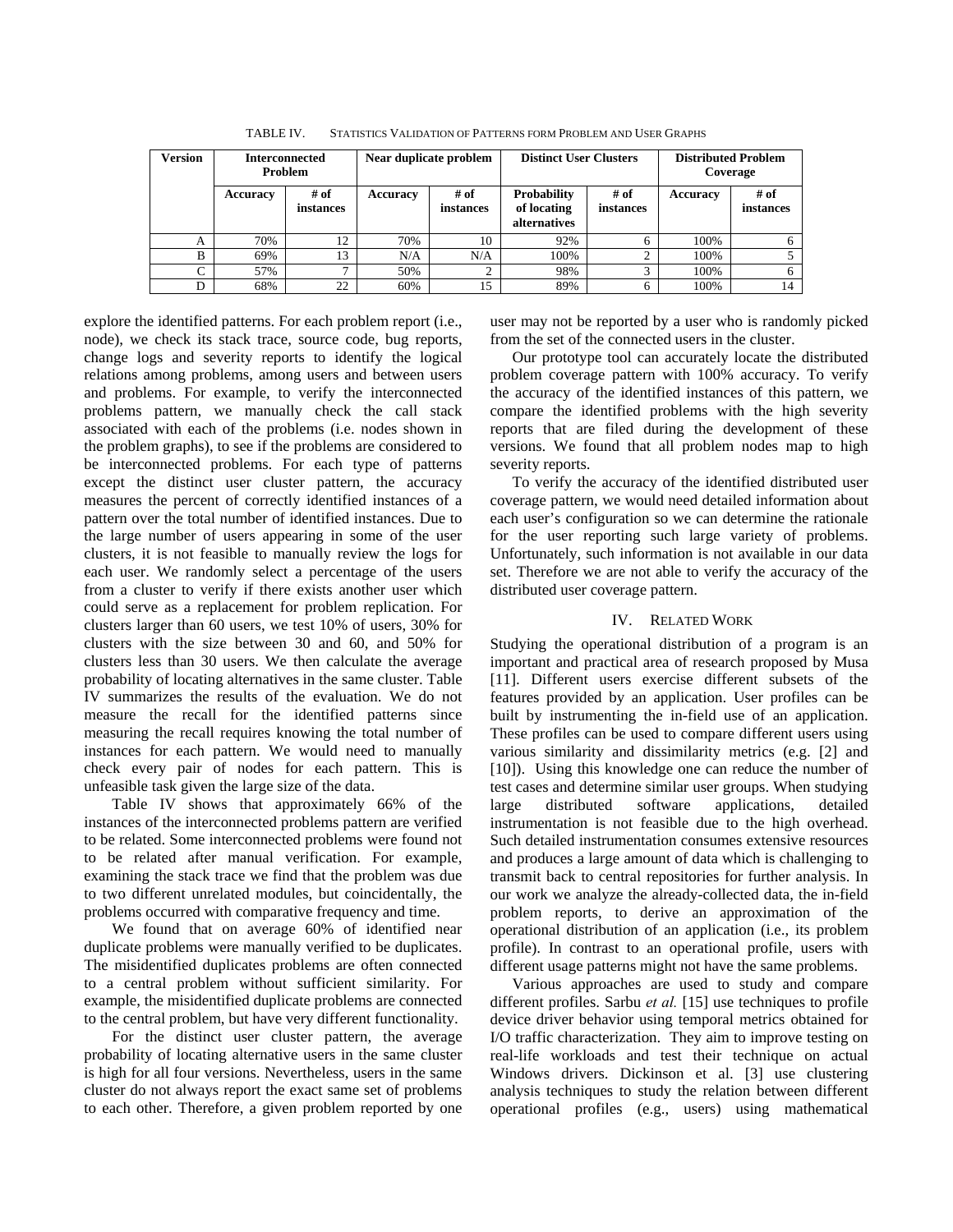TABLE IV. STATISTICS VALIDATION OF PATTERNS FORM PROBLEM AND USER GRAPHS

| Version | Interconnected Problem | | Near duplicate problem | | Distinct User Clusters | | Distributed Problem Coverage | |
|---|---|---|---|---|---|---|---|---|
| | Accuracy | # of instances | Accuracy | # of instances | Probability of locating alternatives | # of instances | Accuracy | # of instances |
| A | 70% | 12 | 70% | 10 | 92% | 6 | 100% | 6 |
| B | 69% | 13 | N/A | N/A | 100% | 2 | 100% | 5 |
| C | 57% | 7 | 50% | 2 | 98% | 3 | 100% | 6 |
| D | 68% | 22 | 60% | 15 | 89% | 6 | 100% | 14 |

explore the identified patterns. For each problem report (i.e., node), we check its stack trace, source code, bug reports, change logs and severity reports to identify the logical relations among problems, among users and between users and problems. For example, to verify the interconnected problems pattern, we manually check the call stack associated with each of the problems (i.e. nodes shown in the problem graphs), to see if the problems are considered to be interconnected problems. For each type of patterns except the distinct user cluster pattern, the accuracy measures the percent of correctly identified instances of a pattern over the total number of identified instances. Due to the large number of users appearing in some of the user clusters, it is not feasible to manually review the logs for each user. We randomly select a percentage of the users from a cluster to verify if there exists another user which could serve as a replacement for problem replication. For clusters larger than 60 users, we test 10% of users, 30% for clusters with the size between 30 and 60, and 50% for clusters less than 30 users. We then calculate the average probability of locating alternatives in the same cluster. Table IV summarizes the results of the evaluation. We do not measure the recall for the identified patterns since measuring the recall requires knowing the total number of instances for each pattern. We would need to manually check every pair of nodes for each pattern. This is unfeasible task given the large size of the data.

Table IV shows that approximately 66% of the instances of the interconnected problems pattern are verified to be related. Some interconnected problems were found not to be related after manual verification. For example, examining the stack trace we find that the problem was due to two different unrelated modules, but coincidentally, the problems occurred with comparative frequency and time.

We found that on average 60% of identified near duplicate problems were manually verified to be duplicates. The misidentified duplicates problems are often connected to a central problem without sufficient similarity. For example, the misidentified duplicate problems are connected to the central problem, but have very different functionality.

For the distinct user cluster pattern, the average probability of locating alternative users in the same cluster is high for all four versions. Nevertheless, users in the same cluster do not always report the exact same set of problems to each other. Therefore, a given problem reported by one user may not be reported by a user who is randomly picked from the set of the connected users in the cluster.

Our prototype tool can accurately locate the distributed problem coverage pattern with 100% accuracy. To verify the accuracy of the identified instances of this pattern, we compare the identified problems with the high severity reports that are filed during the development of these versions. We found that all problem nodes map to high severity reports.

To verify the accuracy of the identified distributed user coverage pattern, we would need detailed information about each user's configuration so we can determine the rationale for the user reporting such large variety of problems. Unfortunately, such information is not available in our data set. Therefore we are not able to verify the accuracy of the distributed user coverage pattern.

## IV. RELATED WORK

Studying the operational distribution of a program is an important and practical area of research proposed by Musa [11]. Different users exercise different subsets of the features provided by an application. User profiles can be built by instrumenting the in-field use of an application. These profiles can be used to compare different users using various similarity and dissimilarity metrics (e.g. [2] and [10]). Using this knowledge one can reduce the number of test cases and determine similar user groups. When studying large distributed software applications, detailed instrumentation is not feasible due to the high overhead. Such detailed instrumentation consumes extensive resources and produces a large amount of data which is challenging to transmit back to central repositories for further analysis. In our work we analyze the already-collected data, the in-field problem reports, to derive an approximation of the operational distribution of an application (i.e., its problem profile). In contrast to an operational profile, users with different usage patterns might not have the same problems.

Various approaches are used to study and compare different profiles. Sarbu *et al.* [15] use techniques to profile device driver behavior using temporal metrics obtained for I/O traffic characterization. They aim to improve testing on real-life workloads and test their technique on actual Windows drivers. Dickinson et al. [3] use clustering analysis techniques to study the relation between different operational profiles (e.g., users) using mathematical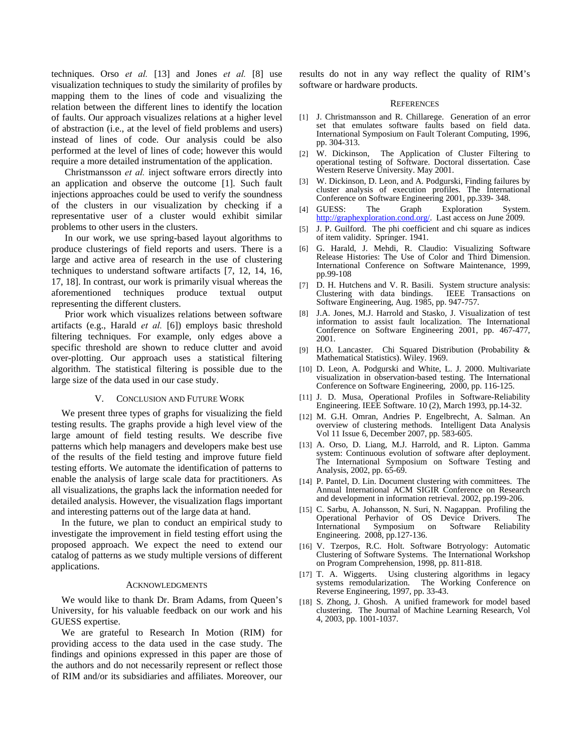techniques. Orso *et al.* [13] and Jones *et al.* [8] use visualization techniques to study the similarity of profiles by mapping them to the lines of code and visualizing the relation between the different lines to identify the location of faults. Our approach visualizes relations at a higher level of abstraction (i.e., at the level of field problems and users) instead of lines of code. Our analysis could be also performed at the level of lines of code; however this would require a more detailed instrumentation of the application.

Christmansson *et al.* inject software errors directly into an application and observe the outcome [1]. Such fault injections approaches could be used to verify the soundness of the clusters in our visualization by checking if a representative user of a cluster would exhibit similar problems to other users in the clusters.

In our work, we use spring-based layout algorithms to produce clusterings of field reports and users. There is a large and active area of research in the use of clustering techniques to understand software artifacts [7, 12, 14, 16, 17, 18]. In contrast, our work is primarily visual whereas the aforementioned techniques produce textual output representing the different clusters.

Prior work which visualizes relations between software artifacts (e.g., Harald *et al.* [6]) employs basic threshold filtering techniques. For example, only edges above a specific threshold are shown to reduce clutter and avoid over-plotting. Our approach uses a statistical filtering algorithm. The statistical filtering is possible due to the large size of the data used in our case study.

## V. Conclusion and Future Work

We present three types of graphs for visualizing the field testing results. The graphs provide a high level view of the large amount of field testing results. We describe five patterns which help managers and developers make best use of the results of the field testing and improve future field testing efforts. We automate the identification of patterns to enable the analysis of large scale data for practitioners. As all visualizations, the graphs lack the information needed for detailed analysis. However, the visualization flags important and interesting patterns out of the large data at hand.

In the future, we plan to conduct an empirical study to investigate the improvement in field testing effort using the proposed approach. We expect the need to extend our catalog of patterns as we study multiple versions of different applications.

## Acknowledgments

We would like to thank Dr. Bram Adams, from Queen's University, for his valuable feedback on our work and his GUESS expertise.

We are grateful to Research In Motion (RIM) for providing access to the data used in the case study. The findings and opinions expressed in this paper are those of the authors and do not necessarily represent or reflect those of RIM and/or its subsidiaries and affiliates. Moreover, our results do not in any way reflect the quality of RIM's software or hardware products.

## References

[1] J. Christmansson and R. Chillarege. Generation of an error set that emulates software faults based on field data. International Symposium on Fault Tolerant Computing, 1996, pp. 304-313.

[2] W. Dickinson, The Application of Cluster Filtering to operational testing of Software. Doctoral dissertation. Case Western Reserve University. May 2001.

[3] W. Dickinson, D. Leon, and A. Podgurski, Finding failures by cluster analysis of execution profiles. The International Conference on Software Engineering 2001, pp.339- 348.

[4] GUESS: The Graph Exploration System. http://graphexploration.cond.org/. Last access on June 2009.

[5] J. P. Guilford. The phi coefficient and chi square as indices of item validity. Springer. 1941.

[6] G. Harald, J. Mehdi, R. Claudio: Visualizing Software Release Histories: The Use of Color and Third Dimension. International Conference on Software Maintenance, 1999, pp.99-108

[7] D. H. Hutchens and V. R. Basili. System structure analysis: Clustering with data bindings. IEEE Transactions on Software Engineering, Aug. 1985, pp. 947-757.

[8] J.A. Jones, M.J. Harrold and Stasko, J. Visualization of test information to assist fault localization. The International Conference on Software Engineering 2001, pp. 467-477, 2001.

[9] H.O. Lancaster. Chi Squared Distribution (Probability & Mathematical Statistics). Wiley. 1969.

[10] D. Leon, A. Podgurski and White, L. J. 2000. Multivariate visualization in observation-based testing. The International Conference on Software Engineering, 2000, pp. 116-125.

[11] J. D. Musa, Operational Profiles in Software-Reliability Engineering. IEEE Software. 10 (2), March 1993, pp.14-32.

[12] M. G.H. Omran, Andries P. Engelbrecht, A. Salman. An overview of clustering methods. Intelligent Data Analysis Vol 11 Issue 6, December 2007, pp. 583-605.

[13] A. Orso, D. Liang, M.J. Harrold, and R. Lipton. Gamma system: Continuous evolution of software after deployment. The International Symposium on Software Testing and Analysis, 2002, pp. 65-69.

[14] P. Pantel, D. Lin. Document clustering with committees. The Annual International ACM SIGIR Conference on Research and development in information retrieval. 2002, pp.199-206.

[15] C. Sarbu, A. Johansson, N. Suri, N. Nagappan. Profiling the Operational Perhavior of OS Device Drivers. The International Symposium on Software Reliability Engineering. 2008, pp.127-136.

[16] V. Tzerpos, R.C. Holt. Software Botryology: Automatic Clustering of Software Systems. The International Workshop on Program Comprehension, 1998, pp. 811-818.

[17] T. A. Wiggerts. Using clustering algorithms in legacy systems remodularization. The Working Conference on Reverse Engineering, 1997, pp. 33-43.

[18] S. Zhong, J. Ghosh. A unified framework for model based clustering. The Journal of Machine Learning Research, Vol 4, 2003, pp. 1001-1037.